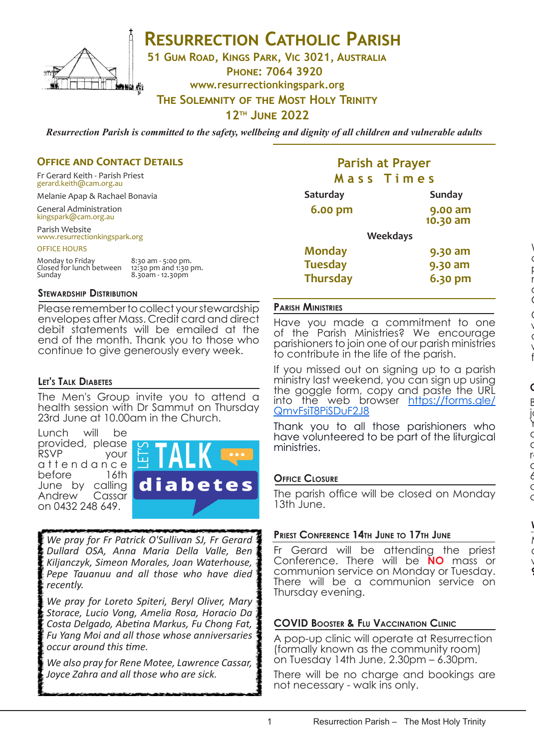# Resurrection Catholic Parish

**51 Gum Road, Kings Park, Vic 3021, Australia**

**Phone: 7064 3920**

**www.resurrectionkingspark.org**

**The Solemnity of the Most Holy Trinity**

**12th June 2022**

*Resurrection Parish is committed to the safety, wellbeing and dignity of all children and vulnerable adults*

## Office and Contact Details

Fr Gerard Keith - Parish Priest
gerard.keith@cam.org.au

Melanie Apap & Rachael Bonavia

General Administration
kingspark@cam.org.au

Parish Website
www.resurrectionkingspark.org

OFFICE HOURS

| | |
|---|---|
| Monday to Friday | 8:30 am - 5:00 pm. |
| Closed for lunch between | 12:30 pm and 1:30 pm. |
| Sunday | 8.30am - 12.30pm |

## Stewardship Distribution

Please remember to collect your stewardship envelopes after Mass. Credit card and direct debit statements will be emailed at the end of the month. Thank you to those who continue to give generously every week.

## Let's Talk Diabetes

The Men's Group invite you to attend a health session with Dr Sammut on Thursday 23rd June at 10.00am in the Church.

Lunch will be provided, please RSVP your attendance before 16th June by calling Andrew Cassar on 0432 248 649.

*We pray for Fr Patrick O'Sullivan SJ, Fr Gerard Dullard OSA, Anna Maria Della Valle, Ben Kiljanczyk, Simeon Morales, Joan Waterhouse, Pepe Tauanuu and all those who have died recently.*

*We pray for Loreto Spiteri, Beryl Oliver, Mary Storace, Lucio Vong, Amelia Rosa, Horacio Da Costa Delgado, Abetina Markus, Fu Chong Fat, Fu Yang Moi and all those whose anniversaries occur around this time.*

*We also pray for Rene Motee, Lawrence Cassar, Joyce Zahra and all those who are sick.*

## Parish at Prayer

### Mass Times

| Saturday | Sunday |
|---|---|
| 6.00 pm | 9.00 am |
| | 10.30 am |

**Weekdays**

| | |
|---|---|
| Monday | 9.30 am |
| Tuesday | 9.30 am |
| Thursday | 6.30 pm |

## Parish Ministries

Have you made a commitment to one of the Parish Ministries? We encourage parishioners to join one of our parish ministries to contribute in the life of the parish.

If you missed out on signing up to a parish ministry last weekend, you can sign up using the goggle form, copy and paste the URL into the web browser https://forms.gle/QmvFsiT8PiSDuF2J8

Thank you to all those parishioners who have volunteered to be part of the liturgical ministries.

## Office Closure

The parish office will be closed on Monday 13th June.

## Priest Conference 14th June to 17th June

Fr Gerard will be attending the priest Conference. There will be **NO** mass or communion service on Monday or Tuesday. There will be a communion service on Thursday evening.

## COVID Booster & Flu Vaccination Clinic

A pop-up clinic will operate at Resurrection (formally known as the community room) on Tuesday 14th June, 2.30pm – 6.30pm.

There will be no charge and bookings are not necessary - walk ins only.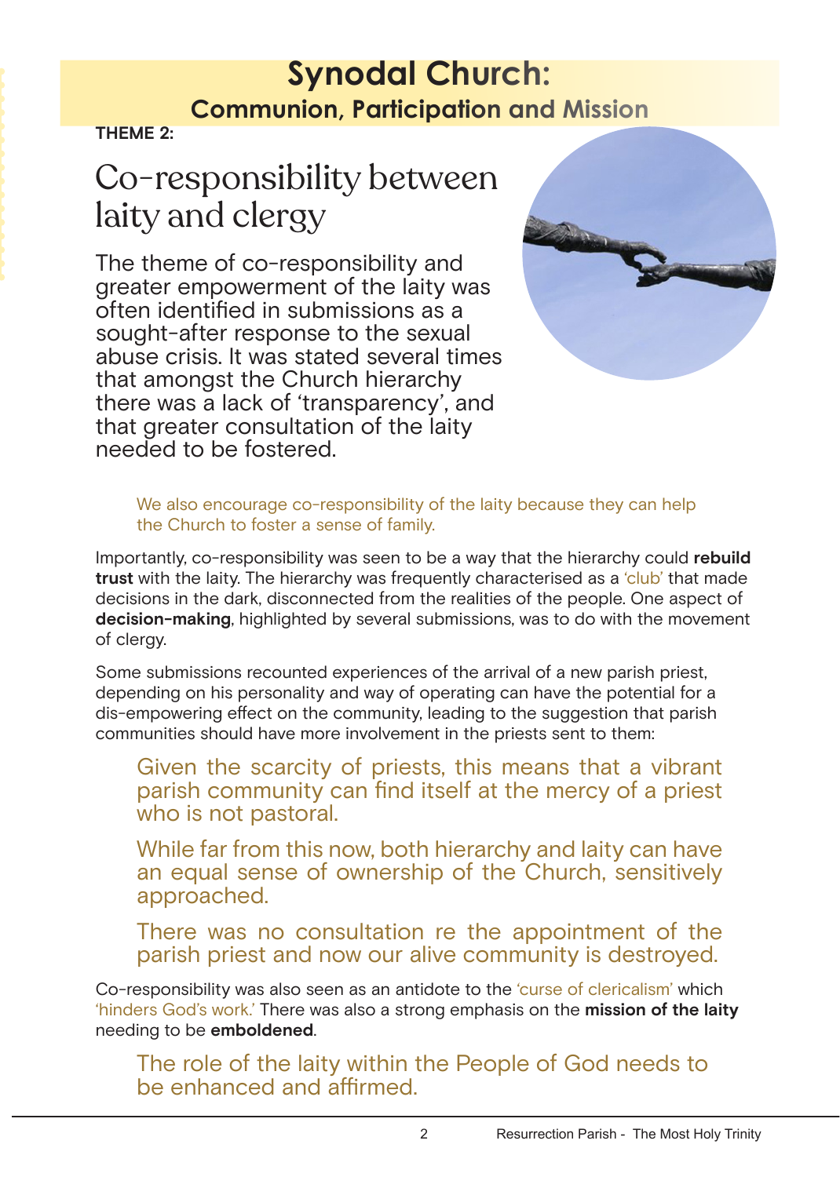# Synodal Church:

## Communion, Participation and Mission

**THEME 2:**

## Co-responsibility between laity and clergy

The theme of co-responsibility and greater empowerment of the laity was often identified in submissions as a sought-after response to the sexual abuse crisis. It was stated several times that amongst the Church hierarchy there was a lack of 'transparency', and that greater consultation of the laity needed to be fostered.

> We also encourage co-responsibility of the laity because they can help the Church to foster a sense of family.

Importantly, co-responsibility was seen to be a way that the hierarchy could **rebuild trust** with the laity. The hierarchy was frequently characterised as a 'club' that made decisions in the dark, disconnected from the realities of the people. One aspect of **decision-making**, highlighted by several submissions, was to do with the movement of clergy.

Some submissions recounted experiences of the arrival of a new parish priest, depending on his personality and way of operating can have the potential for a dis-empowering effect on the community, leading to the suggestion that parish communities should have more involvement in the priests sent to them:

> Given the scarcity of priests, this means that a vibrant parish community can find itself at the mercy of a priest who is not pastoral.
>
> While far from this now, both hierarchy and laity can have an equal sense of ownership of the Church, sensitively approached.
>
> There was no consultation re the appointment of the parish priest and now our alive community is destroyed.

Co-responsibility was also seen as an antidote to the 'curse of clericalism' which 'hinders God's work.' There was also a strong emphasis on the **mission of the laity** needing to be **emboldened**.

> The role of the laity within the People of God needs to be enhanced and affirmed.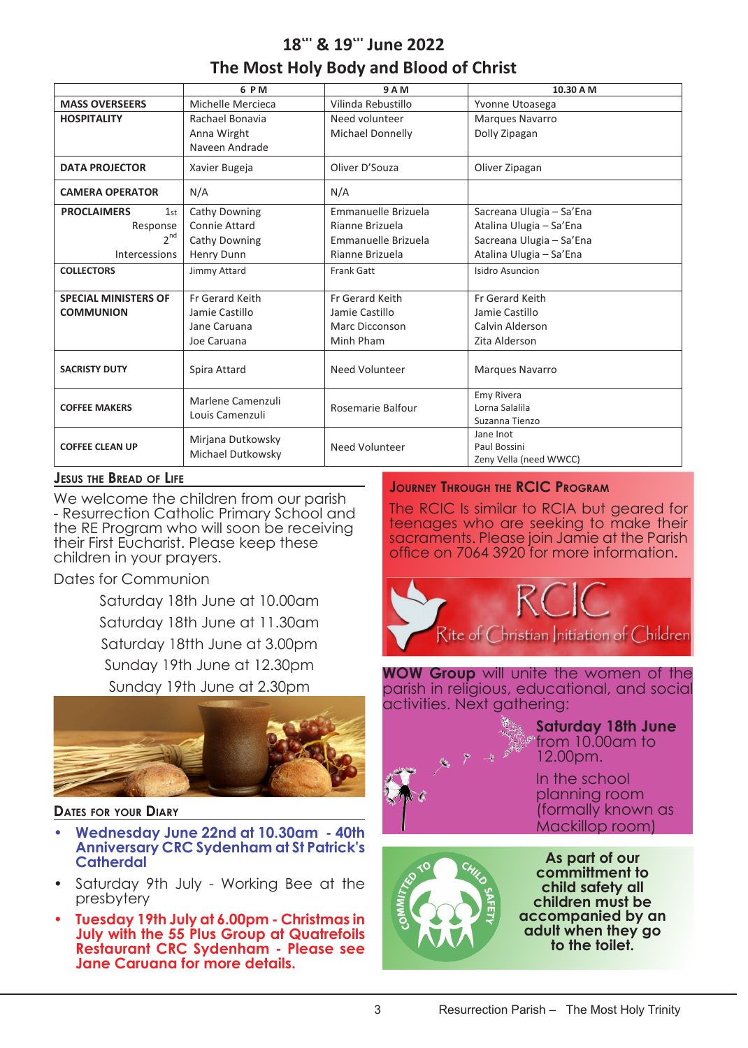# 18th & 19th June 2022

## The Most Holy Body and Blood of Christ

| | 6 PM | 9 AM | 10.30 A M |
|---|---|---|---|
| **MASS OVERSEERS** | Michelle Mercieca | Vilinda Rebustillo | Yvonne Utoasega |
| **HOSPITALITY** | Rachael Bonavia<br>Anna Wirght<br>Naveen Andrade | Need volunteer<br>Michael Donnelly | Marques Navarro<br>Dolly Zipagan |
| **DATA PROJECTOR** | Xavier Bugeja | Oliver D'Souza | Oliver Zipagan |
| **CAMERA OPERATOR** | N/A | N/A | |
| **PROCLAIMERS** 1st<br>Response<br>2nd<br>Intercessions | Cathy Downing<br>Connie Attard<br>Cathy Downing<br>Henry Dunn | Emmanuelle Brizuela<br>Rianne Brizuela<br>Emmanuelle Brizuela<br>Rianne Brizuela | Sacreana Ulugia – Sa'Ena<br>Atalina Ulugia – Sa'Ena<br>Sacreana Ulugia – Sa'Ena<br>Atalina Ulugia – Sa'Ena |
| **COLLECTORS** | Jimmy Attard | Frank Gatt | Isidro Asuncion |
| **SPECIAL MINISTERS OF COMMUNION** | Fr Gerard Keith<br>Jamie Castillo<br>Jane Caruana<br>Joe Caruana | Fr Gerard Keith<br>Jamie Castillo<br>Marc Dicconson<br>Minh Pham | Fr Gerard Keith<br>Jamie Castillo<br>Calvin Alderson<br>Zita Alderson |
| **SACRISTY DUTY** | Spira Attard | Need Volunteer | Marques Navarro |
| **COFFEE MAKERS** | Marlene Camenzuli<br>Louis Camenzuli | Rosemarie Balfour | Emy Rivera<br>Lorna Salalila<br>Suzanna Tienzo |
| **COFFEE CLEAN UP** | Mirjana Dutkowsky<br>Michael Dutkowsky | Need Volunteer | Jane Inot<br>Paul Bossini<br>Zeny Vella (need WWCC) |

### Jesus the Bread of Life

We welcome the children from our parish - Resurrection Catholic Primary School and the RE Program who will soon be receiving their First Eucharist. Please keep these children in your prayers.

Dates for Communion

Saturday 18th June at 10.00am
Saturday 18th June at 11.30am
Saturday 18tth June at 3.00pm
Sunday 19th June at 12.30pm
Sunday 19th June at 2.30pm

### Dates for your Diary

- **Wednesday June 22nd at 10.30am - 40th Anniversary CRC Sydenham at St Patrick's Catherdal**
- Saturday 9th July - Working Bee at the presbytery
- **Tuesday 19th July at 6.00pm - Christmas in July with the 55 Plus Group at Quatrefoils Restaurant CRC Sydenham - Please see Jane Caruana for more details.**

### Journey Through the RCIC Program

The RCIC Is similar to RCIA but geared for teenages who are seeking to make their sacraments. Please join Jamie at the Parish office on 7064 3920 for more information.

RCIC
Rite of Christian Initiation of Children

**WOW Group** will unite the women of the parish in religious, educational, and social activities. Next gathering:

**Saturday 18th June** from 10.00am to 12.00pm.

In the school planning room (formally known as Mackillop room)

COMMITTED TO CHILD SAFETY

**As part of our committment to child safety all children must be accompanied by an adult when they go to the toilet.**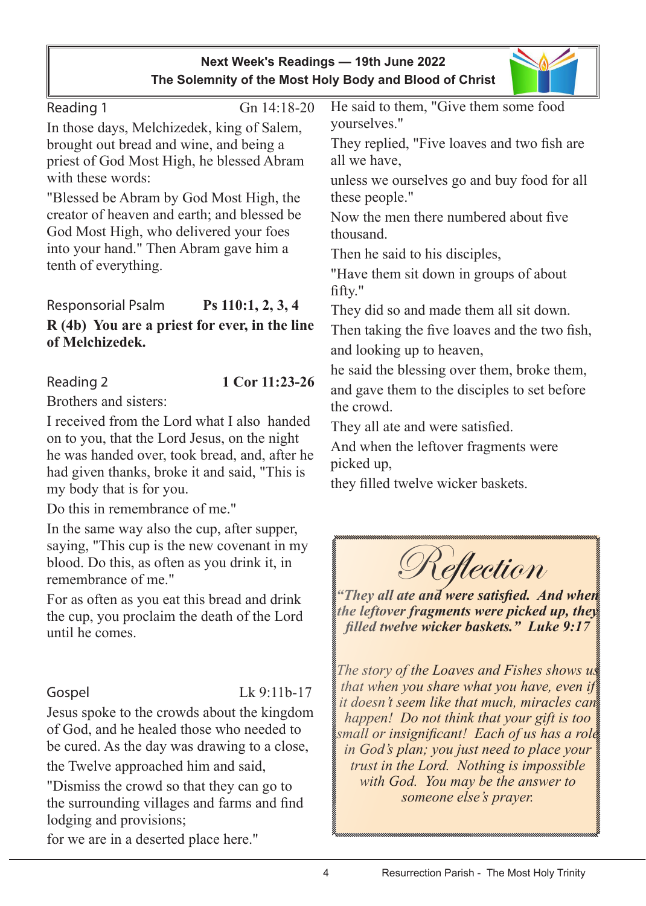## Next Week's Readings — 19th June 2022
## The Solemnity of the Most Holy Body and Blood of Christ

**Reading 1** Gn 14:18-20

In those days, Melchizedek, king of Salem, brought out bread and wine, and being a priest of God Most High, he blessed Abram with these words:

"Blessed be Abram by God Most High, the creator of heaven and earth; and blessed be God Most High, who delivered your foes into your hand." Then Abram gave him a tenth of everything.

**Responsorial Psalm** **Ps 110:1, 2, 3, 4**

**R (4b) You are a priest for ever, in the line of Melchizedek.**

**Reading 2** **1 Cor 11:23-26**

Brothers and sisters:

I received from the Lord what I also handed on to you, that the Lord Jesus, on the night he was handed over, took bread, and, after he had given thanks, broke it and said, "This is my body that is for you.

Do this in remembrance of me."

In the same way also the cup, after supper, saying, "This cup is the new covenant in my blood. Do this, as often as you drink it, in remembrance of me."

For as often as you eat this bread and drink the cup, you proclaim the death of the Lord until he comes.

**Gospel** Lk 9:11b-17

Jesus spoke to the crowds about the kingdom of God, and he healed those who needed to be cured. As the day was drawing to a close, the Twelve approached him and said,

"Dismiss the crowd so that they can go to the surrounding villages and farms and find lodging and provisions;

for we are in a deserted place here."

He said to them, "Give them some food yourselves."

They replied, "Five loaves and two fish are all we have,

unless we ourselves go and buy food for all these people."

Now the men there numbered about five thousand.

Then he said to his disciples,

"Have them sit down in groups of about fifty."

They did so and made them all sit down.

Then taking the five loaves and the two fish,

and looking up to heaven,

he said the blessing over them, broke them,

and gave them to the disciples to set before the crowd.

They all ate and were satisfied.

And when the leftover fragments were picked up,

they filled twelve wicker baskets.

### Reflection

***"They all ate and were satisfied. And when the leftover fragments were picked up, they filled twelve wicker baskets." Luke 9:17***

*The story of the Loaves and Fishes shows us that when you share what you have, even if it doesn't seem like that much, miracles can happen! Do not think that your gift is too small or insignificant! Each of us has a role in God's plan; you just need to place your trust in the Lord. Nothing is impossible with God. You may be the answer to someone else's prayer.*